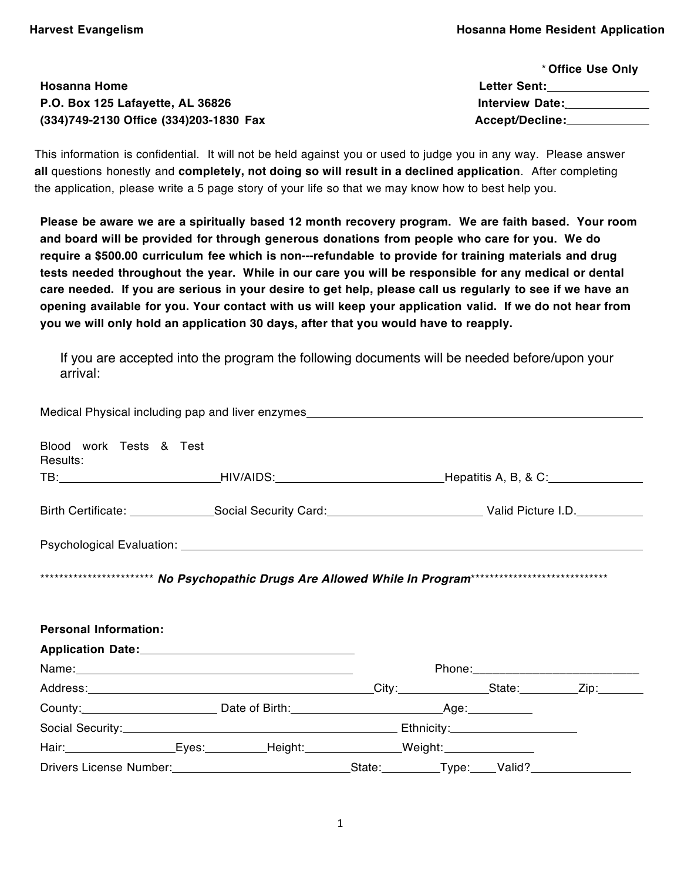**Harvest Evangelism** — **Hosanna Home Resident Application**

**Hosanna Home**
**P.O. Box 125 Lafayette, AL 36826**
**(334)749-2130 Office (334)203-1830 Fax**

**\* Office Use Only**
**Letter Sent:**\_\_\_\_\_\_\_\_\_\_\_\_\_\_\_
**Interview Date:**\_\_\_\_\_\_\_\_\_\_\_\_\_\_\_
**Accept/Decline:**\_\_\_\_\_\_\_\_\_\_\_\_\_\_\_

This information is confidential. It will not be held against you or used to judge you in any way. Please answer **all** questions honestly and **completely, not doing so will result in a declined application**. After completing the application, please write a 5 page story of your life so that we may know how to best help you.

**Please be aware we are a spiritually based 12 month recovery program. We are faith based. Your room and board will be provided for through generous donations from people who care for you. We do require a $500.00 curriculum fee which is non---refundable to provide for training materials and drug tests needed throughout the year. While in our care you will be responsible for any medical or dental care needed. If you are serious in your desire to get help, please call us regularly to see if we have an opening available for you. Your contact with us will keep your application valid. If we do not hear from you we will only hold an application 30 days, after that you would have to reapply.**

If you are accepted into the program the following documents will be needed before/upon your arrival:

Medical Physical including pap and liver enzymes\_\_\_\_\_\_\_\_\_\_\_\_\_\_\_\_\_\_\_\_\_\_\_\_\_\_\_\_\_\_\_\_

Blood work Tests & Test Results:
TB:\_\_\_\_\_\_\_\_\_\_\_\_\_\_\_\_\_\_ HIV/AIDS:\_\_\_\_\_\_\_\_\_\_\_\_\_\_\_\_\_\_ Hepatitis A, B, & C:\_\_\_\_\_\_\_\_\_\_\_\_

Birth Certificate: \_\_\_\_\_\_\_\_\_\_ Social Security Card:\_\_\_\_\_\_\_\_\_\_\_\_\_\_\_\_\_\_ Valid Picture I.D.\_\_\_\_\_\_\_\_

Psychological Evaluation: \_\_\_\_\_\_\_\_\_\_\_\_\_\_\_\_\_\_\_\_\_\_\_\_\_\_\_\_\_\_\_\_\_\_\_\_\_\_\_\_\_\_\_\_\_\_\_\_\_\_

\*\*\*\*\*\*\*\*\*\*\*\*\*\*\*\*\*\*\*\*\*\*\*\* ***No Psychopathic Drugs Are Allowed While In Program*** \*\*\*\*\*\*\*\*\*\*\*\*\*\*\*\*\*\*\*\*\*\*\*\*\*\*\*\*\*\*

**Personal Information:**

**Application Date:**\_\_\_\_\_\_\_\_\_\_\_\_\_\_\_\_\_\_\_\_\_\_\_\_\_\_

Name:\_\_\_\_\_\_\_\_\_\_\_\_\_\_\_\_\_\_\_\_\_\_\_\_\_\_\_\_\_\_\_\_\_\_ Phone:\_\_\_\_\_\_\_\_\_\_\_\_\_\_\_\_\_\_\_\_\_\_

Address:\_\_\_\_\_\_\_\_\_\_\_\_\_\_\_\_\_\_\_\_\_\_\_\_\_\_\_\_\_\_\_\_\_\_ City:\_\_\_\_\_\_\_\_\_\_ State:\_\_\_\_\_\_\_ Zip:\_\_\_\_\_\_

County:\_\_\_\_\_\_\_\_\_\_\_\_\_\_\_\_ Date of Birth:\_\_\_\_\_\_\_\_\_\_\_\_\_\_\_\_\_\_\_\_ Age:\_\_\_\_\_\_\_\_

Social Security:\_\_\_\_\_\_\_\_\_\_\_\_\_\_\_\_\_\_\_\_\_\_\_\_\_\_\_\_\_\_\_\_\_\_ Ethnicity:\_\_\_\_\_\_\_\_\_\_\_\_\_\_\_\_

Hair:\_\_\_\_\_\_\_\_\_\_\_\_\_\_ Eyes:\_\_\_\_\_\_\_\_ Height:\_\_\_\_\_\_\_\_\_\_\_\_ Weight:\_\_\_\_\_\_\_\_\_\_\_

Drivers License Number:\_\_\_\_\_\_\_\_\_\_\_\_\_\_\_\_\_\_\_\_\_\_\_\_ State:\_\_\_\_\_\_\_ Type:\_\_\_\_ Valid?\_\_\_\_\_\_\_\_\_\_\_\_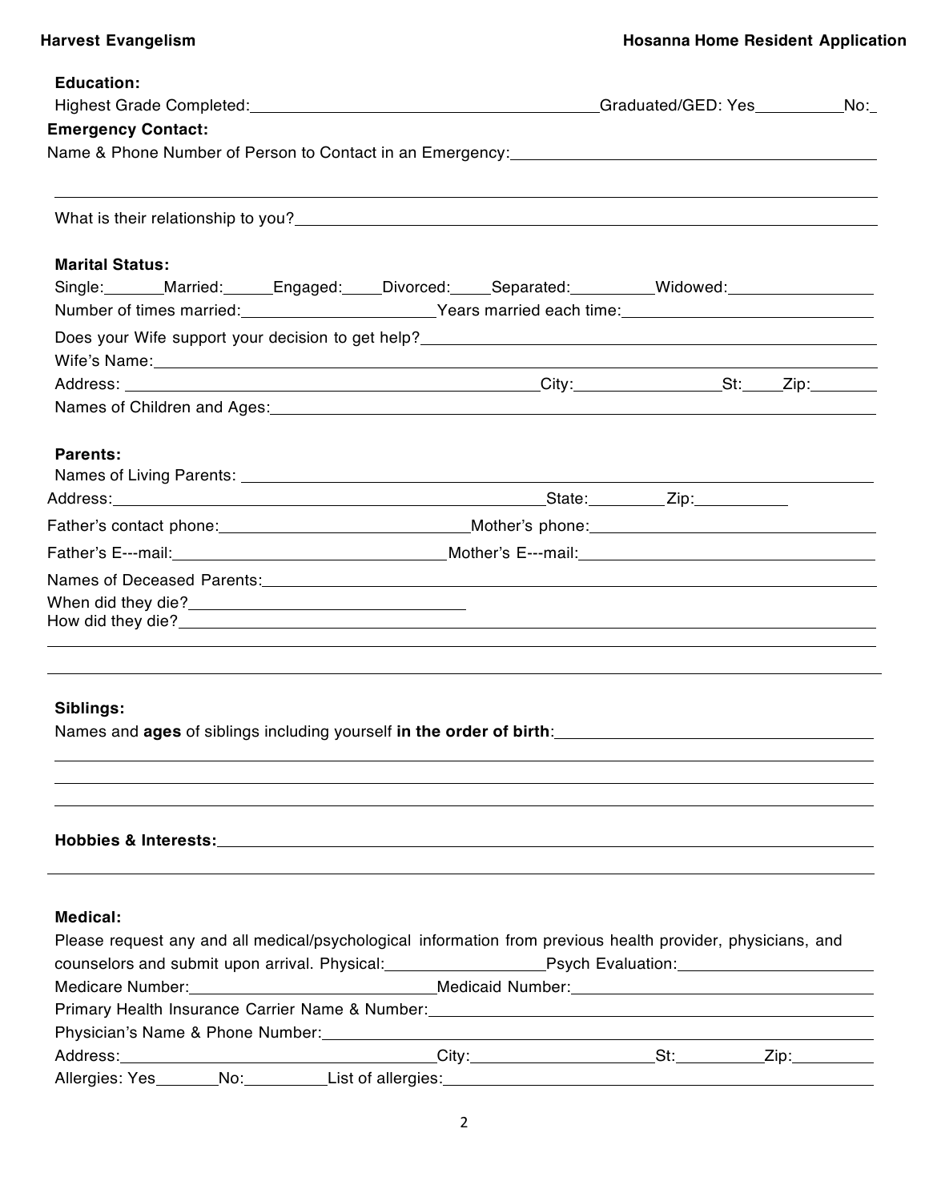**Education:**

Highest Grade Completed: \_\_\_\_\_\_\_\_\_\_\_\_\_\_\_\_\_\_\_\_ Graduated/GED: Yes\_\_\_\_\_\_\_\_\_\_ No:\_

**Emergency Contact:**

Name & Phone Number of Person to Contact in an Emergency: \_\_\_\_\_\_\_\_\_\_\_\_\_\_\_\_\_\_\_\_

\_\_\_\_\_\_\_\_\_\_\_\_\_\_\_\_\_\_\_\_\_\_\_\_\_\_\_\_\_\_\_\_\_\_\_\_\_\_\_\_

What is their relationship to you? \_\_\_\_\_\_\_\_\_\_\_\_\_\_\_\_\_\_\_\_

**Marital Status:**

Single:\_\_\_\_\_\_\_ Married:\_\_\_\_\_\_ Engaged:\_\_\_\_\_ Divorced:\_\_\_\_\_ Separated:\_\_\_\_\_\_\_\_\_ Widowed:\_\_\_\_\_\_\_\_\_\_\_\_\_\_\_\_

Number of times married: \_\_\_\_\_\_\_\_\_\_\_\_\_\_\_\_\_\_\_\_ Years married each time: \_\_\_\_\_\_\_\_\_\_\_\_\_\_\_\_\_\_\_\_

Does your Wife support your decision to get help? \_\_\_\_\_\_\_\_\_\_\_\_\_\_\_\_\_\_\_\_

Wife's Name: \_\_\_\_\_\_\_\_\_\_\_\_\_\_\_\_\_\_\_\_

Address: \_\_\_\_\_\_\_\_\_\_\_\_\_\_\_\_\_\_\_\_ City: \_\_\_\_\_\_\_\_\_\_\_\_\_\_\_\_ St:\_\_\_\_\_ Zip:\_\_\_\_\_\_\_\_

Names of Children and Ages: \_\_\_\_\_\_\_\_\_\_\_\_\_\_\_\_\_\_\_\_

**Parents:**

Names of Living Parents: \_\_\_\_\_\_\_\_\_\_\_\_\_\_\_\_\_\_\_\_

Address: \_\_\_\_\_\_\_\_\_\_\_\_\_\_\_\_\_\_\_\_ State:\_\_\_\_\_\_\_\_\_ Zip:\_\_\_\_\_\_\_\_\_\_\_

Father's contact phone: \_\_\_\_\_\_\_\_\_\_\_\_\_\_\_\_\_\_\_\_ Mother's phone: \_\_\_\_\_\_\_\_\_\_\_\_\_\_\_\_\_\_\_\_

Father's E---mail: \_\_\_\_\_\_\_\_\_\_\_\_\_\_\_\_\_\_\_\_ Mother's E---mail: \_\_\_\_\_\_\_\_\_\_\_\_\_\_\_\_\_\_\_\_

Names of Deceased Parents: \_\_\_\_\_\_\_\_\_\_\_\_\_\_\_\_\_\_\_\_

When did they die? \_\_\_\_\_\_\_\_\_\_\_\_\_\_\_\_\_\_\_\_

How did they die? \_\_\_\_\_\_\_\_\_\_\_\_\_\_\_\_\_\_\_\_

\_\_\_\_\_\_\_\_\_\_\_\_\_\_\_\_\_\_\_\_\_\_\_\_\_\_\_\_\_\_\_\_\_\_\_\_\_\_\_\_

\_\_\_\_\_\_\_\_\_\_\_\_\_\_\_\_\_\_\_\_\_\_\_\_\_\_\_\_\_\_\_\_\_\_\_\_\_\_\_\_

**Siblings:**

Names and **ages** of siblings including yourself **in the order of birth**: \_\_\_\_\_\_\_\_\_\_\_\_\_\_\_\_\_\_\_\_

\_\_\_\_\_\_\_\_\_\_\_\_\_\_\_\_\_\_\_\_\_\_\_\_\_\_\_\_\_\_\_\_\_\_\_\_\_\_\_\_

\_\_\_\_\_\_\_\_\_\_\_\_\_\_\_\_\_\_\_\_\_\_\_\_\_\_\_\_\_\_\_\_\_\_\_\_\_\_\_\_

\_\_\_\_\_\_\_\_\_\_\_\_\_\_\_\_\_\_\_\_\_\_\_\_\_\_\_\_\_\_\_\_\_\_\_\_\_\_\_\_

**Hobbies & Interests:** \_\_\_\_\_\_\_\_\_\_\_\_\_\_\_\_\_\_\_\_

\_\_\_\_\_\_\_\_\_\_\_\_\_\_\_\_\_\_\_\_\_\_\_\_\_\_\_\_\_\_\_\_\_\_\_\_\_\_\_\_

**Medical:**

Please request any and all medical/psychological information from previous health provider, physicians, and counselors and submit upon arrival. Physical: \_\_\_\_\_\_\_\_\_\_\_\_\_\_\_\_\_\_ Psych Evaluation: \_\_\_\_\_\_\_\_\_\_\_\_\_\_\_\_\_\_

Medicare Number: \_\_\_\_\_\_\_\_\_\_\_\_\_\_\_\_\_\_\_\_ Medicaid Number: \_\_\_\_\_\_\_\_\_\_\_\_\_\_\_\_\_\_\_\_

Primary Health Insurance Carrier Name & Number: \_\_\_\_\_\_\_\_\_\_\_\_\_\_\_\_\_\_\_\_

Physician's Name & Phone Number: \_\_\_\_\_\_\_\_\_\_\_\_\_\_\_\_\_\_\_\_

Address: \_\_\_\_\_\_\_\_\_\_\_\_\_\_\_\_\_\_\_\_ City: \_\_\_\_\_\_\_\_\_\_\_\_\_\_\_\_\_\_\_\_ St:\_\_\_\_\_\_\_\_\_\_ Zip:\_\_\_\_\_\_\_\_\_\_

Allergies: Yes\_\_\_\_\_\_\_\_ No:\_\_\_\_\_\_\_\_\_\_ List of allergies: \_\_\_\_\_\_\_\_\_\_\_\_\_\_\_\_\_\_\_\_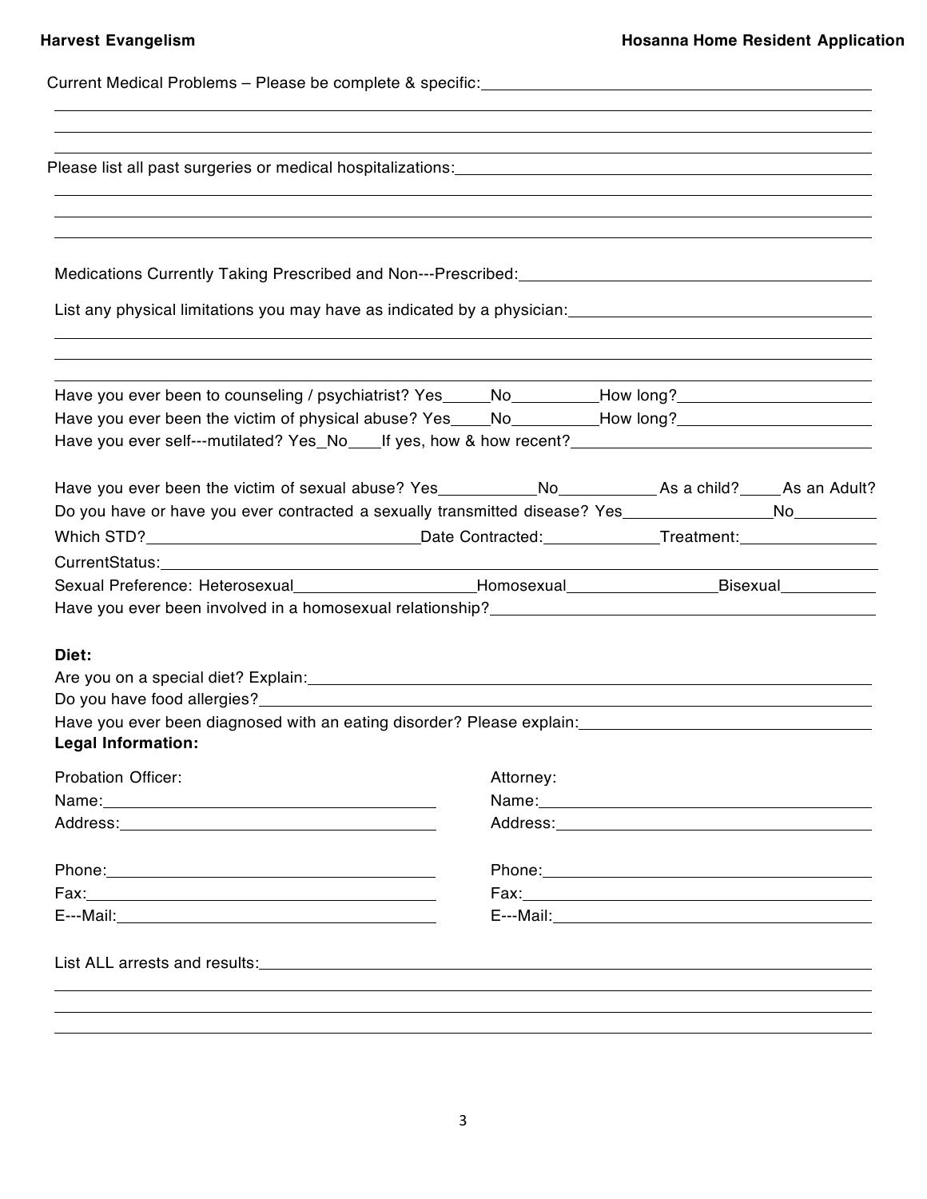Current Medical Problems – Please be complete & specific:\_\_\_\_\_\_\_\_\_\_\_\_\_\_\_\_\_\_\_\_\_\_\_\_\_\_\_\_\_\_\_\_\_\_\_\_\_\_\_\_

\_\_\_\_\_\_\_\_\_\_\_\_\_\_\_\_\_\_\_\_\_\_\_\_\_\_\_\_\_\_\_\_\_\_\_\_\_\_\_\_\_\_\_\_\_\_\_\_\_\_\_\_\_\_\_\_\_\_\_\_\_\_\_\_\_\_\_\_\_\_\_\_\_\_\_\_\_\_\_\_\_\_

\_\_\_\_\_\_\_\_\_\_\_\_\_\_\_\_\_\_\_\_\_\_\_\_\_\_\_\_\_\_\_\_\_\_\_\_\_\_\_\_\_\_\_\_\_\_\_\_\_\_\_\_\_\_\_\_\_\_\_\_\_\_\_\_\_\_\_\_\_\_\_\_\_\_\_\_\_\_\_\_\_\_

\_\_\_\_\_\_\_\_\_\_\_\_\_\_\_\_\_\_\_\_\_\_\_\_\_\_\_\_\_\_\_\_\_\_\_\_\_\_\_\_\_\_\_\_\_\_\_\_\_\_\_\_\_\_\_\_\_\_\_\_\_\_\_\_\_\_\_\_\_\_\_\_\_\_\_\_\_\_\_\_\_\_

Please list all past surgeries or medical hospitalizations:\_\_\_\_\_\_\_\_\_\_\_\_\_\_\_\_\_\_\_\_\_\_\_\_\_\_\_\_\_\_\_\_\_\_\_\_\_\_\_\_

\_\_\_\_\_\_\_\_\_\_\_\_\_\_\_\_\_\_\_\_\_\_\_\_\_\_\_\_\_\_\_\_\_\_\_\_\_\_\_\_\_\_\_\_\_\_\_\_\_\_\_\_\_\_\_\_\_\_\_\_\_\_\_\_\_\_\_\_\_\_\_\_\_\_\_\_\_\_\_\_\_\_

\_\_\_\_\_\_\_\_\_\_\_\_\_\_\_\_\_\_\_\_\_\_\_\_\_\_\_\_\_\_\_\_\_\_\_\_\_\_\_\_\_\_\_\_\_\_\_\_\_\_\_\_\_\_\_\_\_\_\_\_\_\_\_\_\_\_\_\_\_\_\_\_\_\_\_\_\_\_\_\_\_\_

\_\_\_\_\_\_\_\_\_\_\_\_\_\_\_\_\_\_\_\_\_\_\_\_\_\_\_\_\_\_\_\_\_\_\_\_\_\_\_\_\_\_\_\_\_\_\_\_\_\_\_\_\_\_\_\_\_\_\_\_\_\_\_\_\_\_\_\_\_\_\_\_\_\_\_\_\_\_\_\_\_\_

Medications Currently Taking Prescribed and Non---Prescribed:\_\_\_\_\_\_\_\_\_\_\_\_\_\_\_\_\_\_\_\_\_\_\_\_\_\_\_\_\_\_\_\_\_\_\_\_\_\_

List any physical limitations you may have as indicated by a physician:\_\_\_\_\_\_\_\_\_\_\_\_\_\_\_\_\_\_\_\_\_\_\_\_\_\_\_\_\_\_\_\_

\_\_\_\_\_\_\_\_\_\_\_\_\_\_\_\_\_\_\_\_\_\_\_\_\_\_\_\_\_\_\_\_\_\_\_\_\_\_\_\_\_\_\_\_\_\_\_\_\_\_\_\_\_\_\_\_\_\_\_\_\_\_\_\_\_\_\_\_\_\_\_\_\_\_\_\_\_\_\_\_\_\_

\_\_\_\_\_\_\_\_\_\_\_\_\_\_\_\_\_\_\_\_\_\_\_\_\_\_\_\_\_\_\_\_\_\_\_\_\_\_\_\_\_\_\_\_\_\_\_\_\_\_\_\_\_\_\_\_\_\_\_\_\_\_\_\_\_\_\_\_\_\_\_\_\_\_\_\_\_\_\_\_\_\_

\_\_\_\_\_\_\_\_\_\_\_\_\_\_\_\_\_\_\_\_\_\_\_\_\_\_\_\_\_\_\_\_\_\_\_\_\_\_\_\_\_\_\_\_\_\_\_\_\_\_\_\_\_\_\_\_\_\_\_\_\_\_\_\_\_\_\_\_\_\_\_\_\_\_\_\_\_\_\_\_\_\_

Have you ever been to counseling / psychiatrist? Yes\_\_\_\_\_No\_\_\_\_\_\_\_\_\_How long?\_\_\_\_\_\_\_\_\_\_\_\_\_\_\_\_\_\_\_\_\_

Have you ever been the victim of physical abuse? Yes\_\_\_\_No\_\_\_\_\_\_\_\_\_How long?\_\_\_\_\_\_\_\_\_\_\_\_\_\_\_\_\_\_\_\_\_

Have you ever self---mutilated? Yes\_No\_\_\_\_If yes, how & how recent?\_\_\_\_\_\_\_\_\_\_\_\_\_\_\_\_\_\_\_\_\_\_\_\_\_\_\_\_\_\_\_\_

Have you ever been the victim of sexual abuse? Yes\_\_\_\_\_\_\_\_\_\_\_No\_\_\_\_\_\_\_\_\_\_\_As a child?\_\_\_\_\_As an Adult?

Do you have or have you ever contracted a sexually transmitted disease? Yes\_\_\_\_\_\_\_\_\_\_\_\_\_\_\_\_\_No\_\_\_\_\_\_\_\_\_

Which STD?\_\_\_\_\_\_\_\_\_\_\_\_\_\_\_\_\_\_\_\_\_\_\_\_\_\_\_\_\_\_Date Contracted:\_\_\_\_\_\_\_\_\_\_\_\_\_Treatment:\_\_\_\_\_\_\_\_\_\_\_\_\_\_\_

CurrentStatus:\_\_\_\_\_\_\_\_\_\_\_\_\_\_\_\_\_\_\_\_\_\_\_\_\_\_\_\_\_\_\_\_\_\_\_\_\_\_\_\_\_\_\_\_\_\_\_\_\_\_\_\_\_\_\_\_\_\_\_\_\_\_\_\_\_\_\_\_\_\_\_\_\_\_

Sexual Preference: Heterosexual\_\_\_\_\_\_\_\_\_\_\_\_\_\_\_\_\_\_\_\_\_Homosexual\_\_\_\_\_\_\_\_\_\_\_\_\_\_\_\_\_Bisexual\_\_\_\_\_\_\_\_\_\_\_

Have you ever been involved in a homosexual relationship?\_\_\_\_\_\_\_\_\_\_\_\_\_\_\_\_\_\_\_\_\_\_\_\_\_\_\_\_\_\_\_\_\_\_\_\_\_\_\_\_\_

**Diet:**

Are you on a special diet? Explain:\_\_\_\_\_\_\_\_\_\_\_\_\_\_\_\_\_\_\_\_\_\_\_\_\_\_\_\_\_\_\_\_\_\_\_\_\_\_\_\_\_\_\_\_\_\_\_\_\_\_\_\_\_\_\_\_\_\_\_\_

Do you have food allergies?\_\_\_\_\_\_\_\_\_\_\_\_\_\_\_\_\_\_\_\_\_\_\_\_\_\_\_\_\_\_\_\_\_\_\_\_\_\_\_\_\_\_\_\_\_\_\_\_\_\_\_\_\_\_\_\_\_\_\_\_\_\_\_\_\_

Have you ever been diagnosed with an eating disorder? Please explain:\_\_\_\_\_\_\_\_\_\_\_\_\_\_\_\_\_\_\_\_\_\_\_\_\_\_\_\_\_\_\_\_

**Legal Information:**

Probation Officer:

Name:\_\_\_\_\_\_\_\_\_\_\_\_\_\_\_\_\_\_\_\_\_\_\_\_\_\_\_\_\_\_\_\_\_\_\_\_

Address:\_\_\_\_\_\_\_\_\_\_\_\_\_\_\_\_\_\_\_\_\_\_\_\_\_\_\_\_\_\_\_\_\_\_

Phone:\_\_\_\_\_\_\_\_\_\_\_\_\_\_\_\_\_\_\_\_\_\_\_\_\_\_\_\_\_\_\_\_\_\_\_

Fax:\_\_\_\_\_\_\_\_\_\_\_\_\_\_\_\_\_\_\_\_\_\_\_\_\_\_\_\_\_\_\_\_\_\_\_\_\_

E---Mail:\_\_\_\_\_\_\_\_\_\_\_\_\_\_\_\_\_\_\_\_\_\_\_\_\_\_\_\_\_\_\_\_\_\_

Attorney:

Name:\_\_\_\_\_\_\_\_\_\_\_\_\_\_\_\_\_\_\_\_\_\_\_\_\_\_\_\_\_\_\_\_\_\_\_\_

Address:\_\_\_\_\_\_\_\_\_\_\_\_\_\_\_\_\_\_\_\_\_\_\_\_\_\_\_\_\_\_\_\_\_\_

Phone:\_\_\_\_\_\_\_\_\_\_\_\_\_\_\_\_\_\_\_\_\_\_\_\_\_\_\_\_\_\_\_\_\_\_\_

Fax:\_\_\_\_\_\_\_\_\_\_\_\_\_\_\_\_\_\_\_\_\_\_\_\_\_\_\_\_\_\_\_\_\_\_\_\_\_

E---Mail:\_\_\_\_\_\_\_\_\_\_\_\_\_\_\_\_\_\_\_\_\_\_\_\_\_\_\_\_\_\_\_\_\_\_

List ALL arrests and results:\_\_\_\_\_\_\_\_\_\_\_\_\_\_\_\_\_\_\_\_\_\_\_\_\_\_\_\_\_\_\_\_\_\_\_\_\_\_\_\_\_\_\_\_\_\_\_\_\_\_\_\_\_\_\_\_\_\_\_\_\_\_\_

\_\_\_\_\_\_\_\_\_\_\_\_\_\_\_\_\_\_\_\_\_\_\_\_\_\_\_\_\_\_\_\_\_\_\_\_\_\_\_\_\_\_\_\_\_\_\_\_\_\_\_\_\_\_\_\_\_\_\_\_\_\_\_\_\_\_\_\_\_\_\_\_\_\_\_\_\_\_\_\_\_\_

\_\_\_\_\_\_\_\_\_\_\_\_\_\_\_\_\_\_\_\_\_\_\_\_\_\_\_\_\_\_\_\_\_\_\_\_\_\_\_\_\_\_\_\_\_\_\_\_\_\_\_\_\_\_\_\_\_\_\_\_\_\_\_\_\_\_\_\_\_\_\_\_\_\_\_\_\_\_\_\_\_\_

\_\_\_\_\_\_\_\_\_\_\_\_\_\_\_\_\_\_\_\_\_\_\_\_\_\_\_\_\_\_\_\_\_\_\_\_\_\_\_\_\_\_\_\_\_\_\_\_\_\_\_\_\_\_\_\_\_\_\_\_\_\_\_\_\_\_\_\_\_\_\_\_\_\_\_\_\_\_\_\_\_\_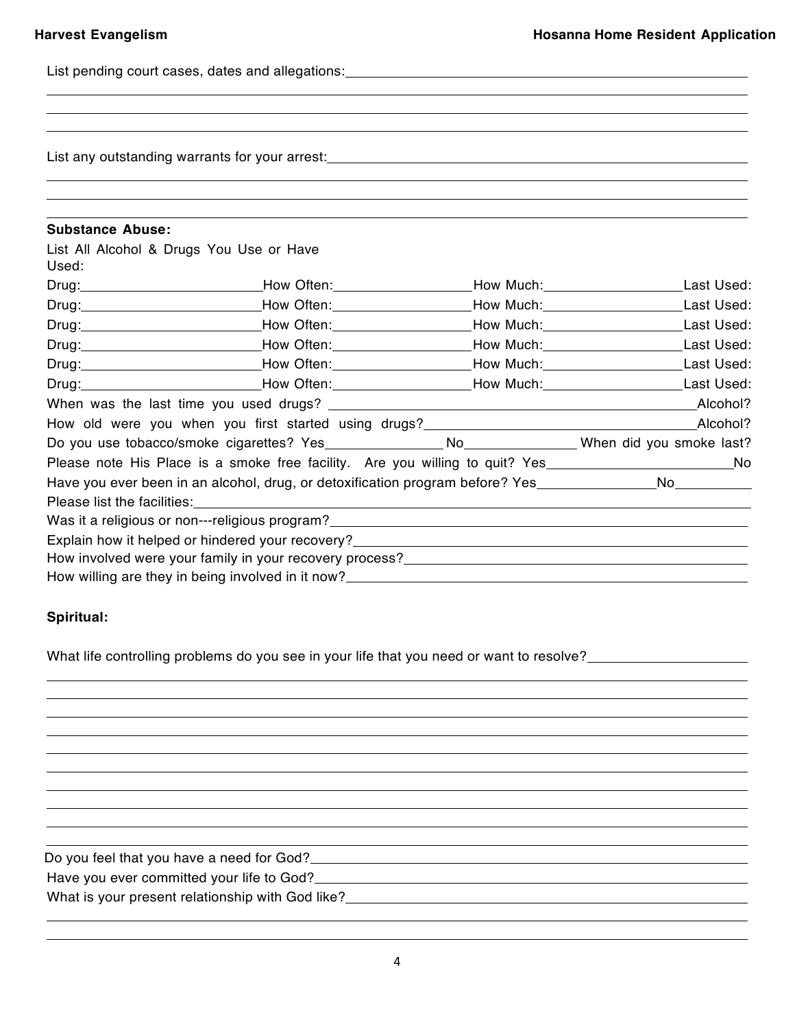List pending court cases, dates and allegations: ____________________

____________________

____________________

____________________

List any outstanding warrants for your arrest: ____________________

____________________

____________________

____________________

**Substance Abuse:**

List All Alcohol & Drugs You Use or Have Used:

Drug:__________ How Often:__________ How Much:__________ Last Used:

Drug:__________ How Often:__________ How Much:__________ Last Used:

Drug:__________ How Often:__________ How Much:__________ Last Used:

Drug:__________ How Often:__________ How Much:__________ Last Used:

Drug:__________ How Often:__________ How Much:__________ Last Used:

Drug:__________ How Often:__________ How Much:__________ Last Used:

When was the last time you used drugs? __________ Alcohol?

How old were you when you first started using drugs? __________ Alcohol?

Do you use tobacco/smoke cigarettes? Yes__________ No__________ When did you smoke last?

Please note His Place is a smoke free facility. Are you willing to quit? Yes__________ No

Have you ever been in an alcohol, drug, or detoxification program before? Yes__________ No__________

Please list the facilities: ____________________

Was it a religious or non---religious program? ____________________

Explain how it helped or hindered your recovery? ____________________

How involved were your family in your recovery process? ____________________

How willing are they in being involved in it now? ____________________

**Spiritual:**

What life controlling problems do you see in your life that you need or want to resolve? ____________________

____________________

____________________

____________________

____________________

____________________

____________________

____________________

____________________

____________________

Do you feel that you have a need for God? ____________________

Have you ever committed your life to God? ____________________

What is your present relationship with God like? ____________________

____________________

____________________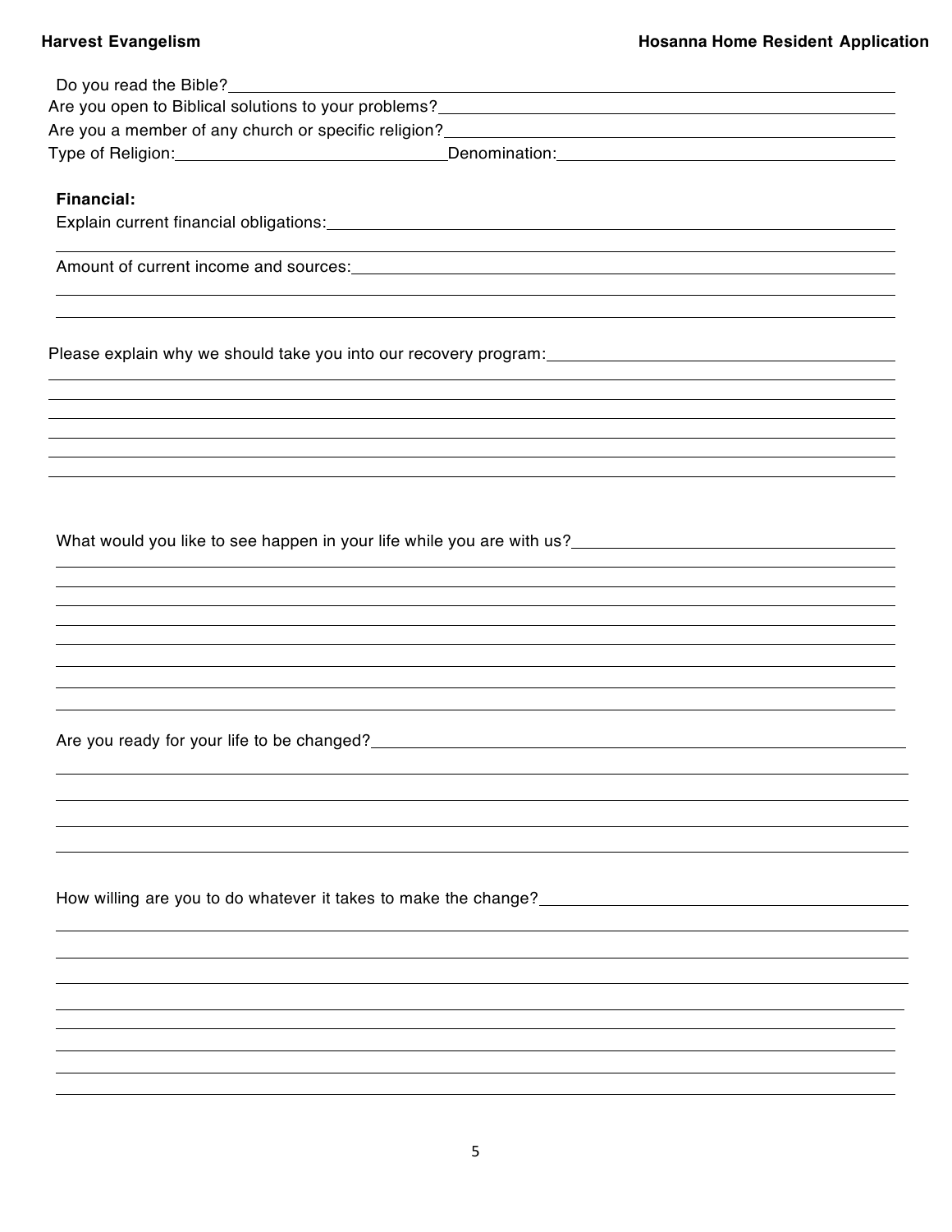Do you read the Bible?

Are you open to Biblical solutions to your problems?

Are you a member of any church or specific religion?

Type of Religion: Denomination:

**Financial:**

Explain current financial obligations:

Amount of current income and sources:

Please explain why we should take you into our recovery program:

What would you like to see happen in your life while you are with us?

Are you ready for your life to be changed?

How willing are you to do whatever it takes to make the change?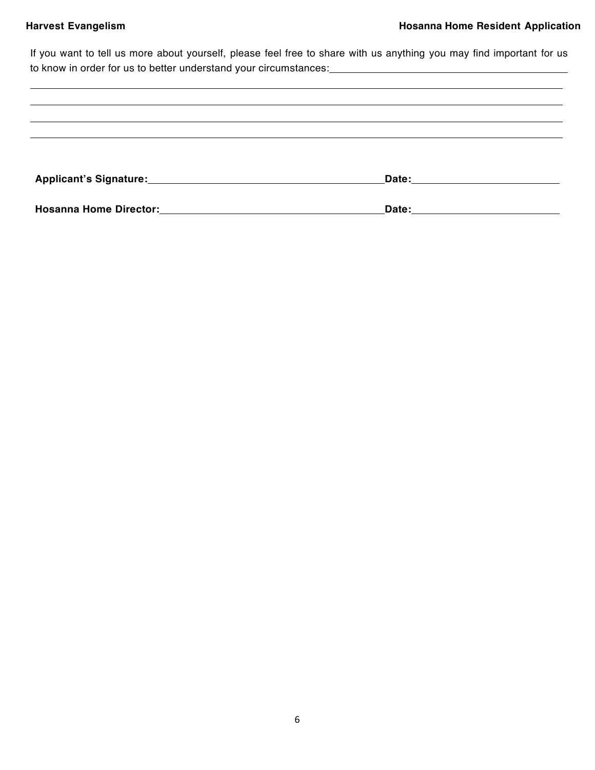If you want to tell us more about yourself, please feel free to share with us anything you may find important for us to know in order for us to better understand your circumstances:\_\_\_\_\_\_\_\_\_\_\_\_\_\_\_\_\_\_\_\_\_\_\_\_\_\_\_\_\_\_\_\_\_\_\_\_\_\_\_\_

\_\_\_\_\_\_\_\_\_\_\_\_\_\_\_\_\_\_\_\_\_\_\_\_\_\_\_\_\_\_\_\_\_\_\_\_\_\_\_\_\_\_\_\_\_\_\_\_\_\_\_\_\_\_\_\_\_\_\_\_\_\_\_\_\_\_\_\_\_\_\_\_\_\_\_\_\_\_\_\_\_\_\_\_\_\_\_\_\_\_\_\_

\_\_\_\_\_\_\_\_\_\_\_\_\_\_\_\_\_\_\_\_\_\_\_\_\_\_\_\_\_\_\_\_\_\_\_\_\_\_\_\_\_\_\_\_\_\_\_\_\_\_\_\_\_\_\_\_\_\_\_\_\_\_\_\_\_\_\_\_\_\_\_\_\_\_\_\_\_\_\_\_\_\_\_\_\_\_\_\_\_\_\_\_

\_\_\_\_\_\_\_\_\_\_\_\_\_\_\_\_\_\_\_\_\_\_\_\_\_\_\_\_\_\_\_\_\_\_\_\_\_\_\_\_\_\_\_\_\_\_\_\_\_\_\_\_\_\_\_\_\_\_\_\_\_\_\_\_\_\_\_\_\_\_\_\_\_\_\_\_\_\_\_\_\_\_\_\_\_\_\_\_\_\_\_\_

\_\_\_\_\_\_\_\_\_\_\_\_\_\_\_\_\_\_\_\_\_\_\_\_\_\_\_\_\_\_\_\_\_\_\_\_\_\_\_\_\_\_\_\_\_\_\_\_\_\_\_\_\_\_\_\_\_\_\_\_\_\_\_\_\_\_\_\_\_\_\_\_\_\_\_\_\_\_\_\_\_\_\_\_\_\_\_\_\_\_\_\_

**Applicant's Signature:**\_\_\_\_\_\_\_\_\_\_\_\_\_\_\_\_\_\_\_\_\_\_\_\_\_\_\_\_\_\_\_\_\_\_\_\_\_\_\_\_**Date:**\_\_\_\_\_\_\_\_\_\_\_\_\_\_\_\_\_\_\_\_\_\_\_\_\_\_

**Hosanna Home Director:**\_\_\_\_\_\_\_\_\_\_\_\_\_\_\_\_\_\_\_\_\_\_\_\_\_\_\_\_\_\_\_\_\_\_\_\_\_\_**Date:**\_\_\_\_\_\_\_\_\_\_\_\_\_\_\_\_\_\_\_\_\_\_\_\_\_\_